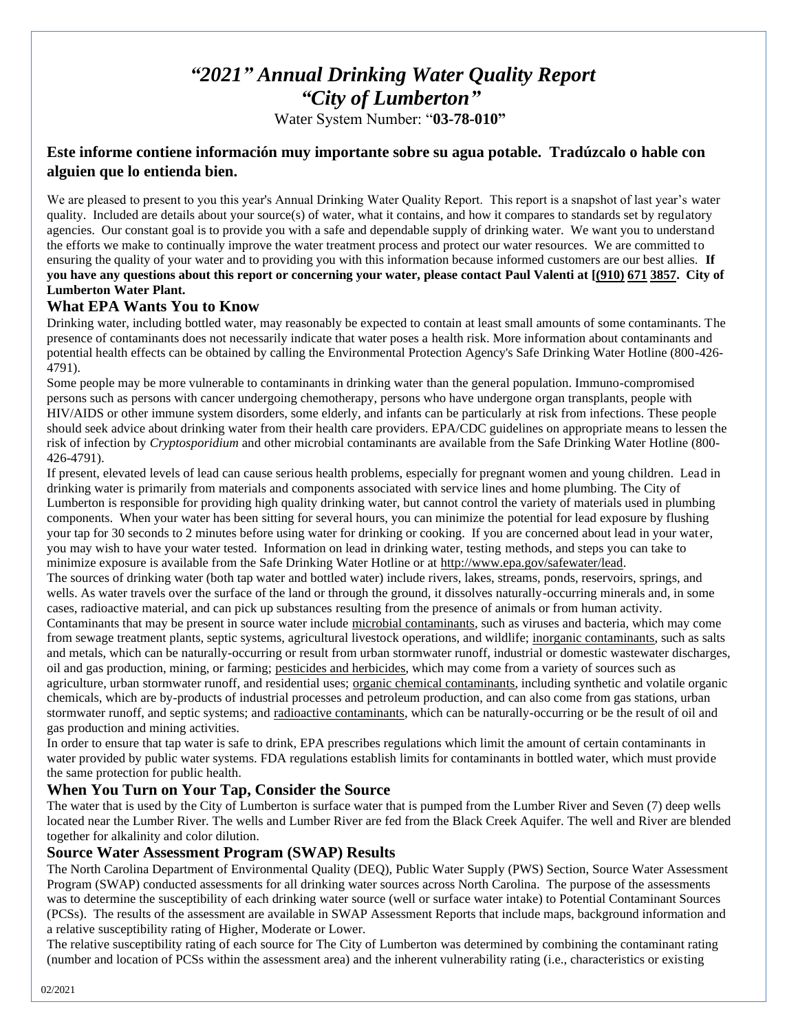# *"2021" Annual Drinking Water Quality Report*
# *"City of Lumberton"*

Water System Number: "**03-78-010"**

**Este informe contiene información muy importante sobre su agua potable. Tradúzcalo o hable con alguien que lo entienda bien.**

We are pleased to present to you this year's Annual Drinking Water Quality Report. This report is a snapshot of last year's water quality. Included are details about your source(s) of water, what it contains, and how it compares to standards set by regulatory agencies. Our constant goal is to provide you with a safe and dependable supply of drinking water. We want you to understand the efforts we make to continually improve the water treatment process and protect our water resources. We are committed to ensuring the quality of your water and to providing you with this information because informed customers are our best allies. **If you have any questions about this report or concerning your water, please contact Paul Valenti at [(910) 671 3857. City of Lumberton Water Plant.**

## What EPA Wants You to Know

Drinking water, including bottled water, may reasonably be expected to contain at least small amounts of some contaminants. The presence of contaminants does not necessarily indicate that water poses a health risk. More information about contaminants and potential health effects can be obtained by calling the Environmental Protection Agency's Safe Drinking Water Hotline (800-426-4791).

Some people may be more vulnerable to contaminants in drinking water than the general population. Immuno-compromised persons such as persons with cancer undergoing chemotherapy, persons who have undergone organ transplants, people with HIV/AIDS or other immune system disorders, some elderly, and infants can be particularly at risk from infections. These people should seek advice about drinking water from their health care providers. EPA/CDC guidelines on appropriate means to lessen the risk of infection by *Cryptosporidium* and other microbial contaminants are available from the Safe Drinking Water Hotline (800-426-4791).

If present, elevated levels of lead can cause serious health problems, especially for pregnant women and young children. Lead in drinking water is primarily from materials and components associated with service lines and home plumbing. The City of Lumberton is responsible for providing high quality drinking water, but cannot control the variety of materials used in plumbing components. When your water has been sitting for several hours, you can minimize the potential for lead exposure by flushing your tap for 30 seconds to 2 minutes before using water for drinking or cooking. If you are concerned about lead in your water, you may wish to have your water tested. Information on lead in drinking water, testing methods, and steps you can take to minimize exposure is available from the Safe Drinking Water Hotline or at http://www.epa.gov/safewater/lead.

The sources of drinking water (both tap water and bottled water) include rivers, lakes, streams, ponds, reservoirs, springs, and wells. As water travels over the surface of the land or through the ground, it dissolves naturally-occurring minerals and, in some cases, radioactive material, and can pick up substances resulting from the presence of animals or from human activity.

Contaminants that may be present in source water include microbial contaminants, such as viruses and bacteria, which may come from sewage treatment plants, septic systems, agricultural livestock operations, and wildlife; inorganic contaminants, such as salts and metals, which can be naturally-occurring or result from urban stormwater runoff, industrial or domestic wastewater discharges, oil and gas production, mining, or farming; pesticides and herbicides, which may come from a variety of sources such as agriculture, urban stormwater runoff, and residential uses; organic chemical contaminants, including synthetic and volatile organic chemicals, which are by-products of industrial processes and petroleum production, and can also come from gas stations, urban stormwater runoff, and septic systems; and radioactive contaminants, which can be naturally-occurring or be the result of oil and gas production and mining activities.

In order to ensure that tap water is safe to drink, EPA prescribes regulations which limit the amount of certain contaminants in water provided by public water systems. FDA regulations establish limits for contaminants in bottled water, which must provide the same protection for public health.

## When You Turn on Your Tap, Consider the Source

The water that is used by the City of Lumberton is surface water that is pumped from the Lumber River and Seven (7) deep wells located near the Lumber River. The wells and Lumber River are fed from the Black Creek Aquifer. The well and River are blended together for alkalinity and color dilution.

## Source Water Assessment Program (SWAP) Results

The North Carolina Department of Environmental Quality (DEQ), Public Water Supply (PWS) Section, Source Water Assessment Program (SWAP) conducted assessments for all drinking water sources across North Carolina. The purpose of the assessments was to determine the susceptibility of each drinking water source (well or surface water intake) to Potential Contaminant Sources (PCSs). The results of the assessment are available in SWAP Assessment Reports that include maps, background information and a relative susceptibility rating of Higher, Moderate or Lower.

The relative susceptibility rating of each source for The City of Lumberton was determined by combining the contaminant rating (number and location of PCSs within the assessment area) and the inherent vulnerability rating (i.e., characteristics or existing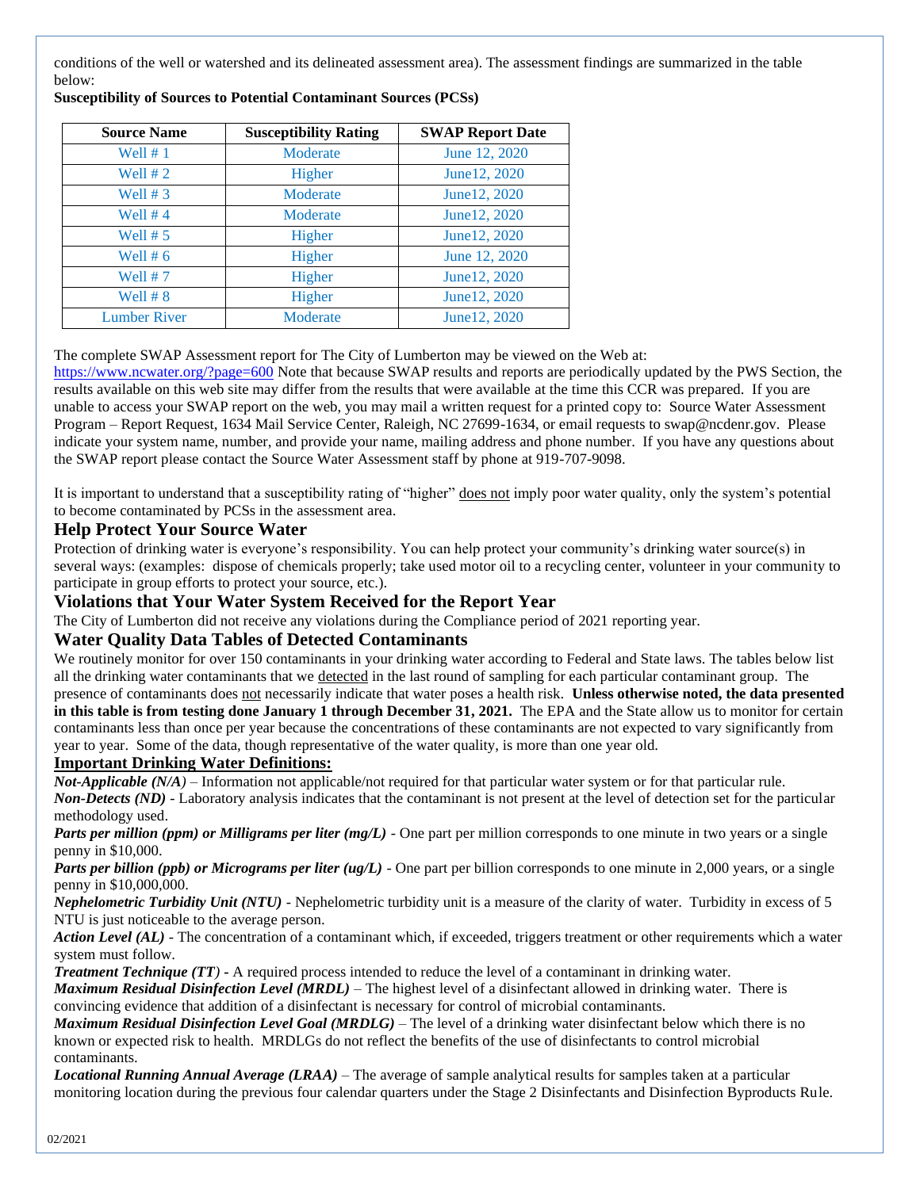conditions of the well or watershed and its delineated assessment area). The assessment findings are summarized in the table below:

**Susceptibility of Sources to Potential Contaminant Sources (PCSs)**

| Source Name | Susceptibility Rating | SWAP Report Date |
|---|---|---|
| Well # 1 | Moderate | June 12, 2020 |
| Well # 2 | Higher | June12, 2020 |
| Well # 3 | Moderate | June12, 2020 |
| Well # 4 | Moderate | June12, 2020 |
| Well # 5 | Higher | June12, 2020 |
| Well # 6 | Higher | June 12, 2020 |
| Well # 7 | Higher | June12, 2020 |
| Well # 8 | Higher | June12, 2020 |
| Lumber River | Moderate | June12, 2020 |

The complete SWAP Assessment report for The City of Lumberton may be viewed on the Web at: https://www.ncwater.org/?page=600 Note that because SWAP results and reports are periodically updated by the PWS Section, the results available on this web site may differ from the results that were available at the time this CCR was prepared. If you are unable to access your SWAP report on the web, you may mail a written request for a printed copy to: Source Water Assessment Program – Report Request, 1634 Mail Service Center, Raleigh, NC 27699-1634, or email requests to swap@ncdenr.gov. Please indicate your system name, number, and provide your name, mailing address and phone number. If you have any questions about the SWAP report please contact the Source Water Assessment staff by phone at 919-707-9098.

It is important to understand that a susceptibility rating of "higher" does not imply poor water quality, only the system's potential to become contaminated by PCSs in the assessment area.

## Help Protect Your Source Water

Protection of drinking water is everyone's responsibility. You can help protect your community's drinking water source(s) in several ways: (examples: dispose of chemicals properly; take used motor oil to a recycling center, volunteer in your community to participate in group efforts to protect your source, etc.).

## Violations that Your Water System Received for the Report Year

The City of Lumberton did not receive any violations during the Compliance period of 2021 reporting year.

## Water Quality Data Tables of Detected Contaminants

We routinely monitor for over 150 contaminants in your drinking water according to Federal and State laws. The tables below list all the drinking water contaminants that we detected in the last round of sampling for each particular contaminant group. The presence of contaminants does not necessarily indicate that water poses a health risk. **Unless otherwise noted, the data presented in this table is from testing done January 1 through December 31, 2021.** The EPA and the State allow us to monitor for certain contaminants less than once per year because the concentrations of these contaminants are not expected to vary significantly from year to year. Some of the data, though representative of the water quality, is more than one year old.

### Important Drinking Water Definitions:

***Not-Applicable (N/A)*** – Information not applicable/not required for that particular water system or for that particular rule.

***Non-Detects (ND)*** - Laboratory analysis indicates that the contaminant is not present at the level of detection set for the particular methodology used.

***Parts per million (ppm) or Milligrams per liter (mg/L)*** - One part per million corresponds to one minute in two years or a single penny in $10,000.

***Parts per billion (ppb) or Micrograms per liter (ug/L)*** - One part per billion corresponds to one minute in 2,000 years, or a single penny in $10,000,000.

***Nephelometric Turbidity Unit (NTU)*** - Nephelometric turbidity unit is a measure of the clarity of water. Turbidity in excess of 5 NTU is just noticeable to the average person.

***Action Level (AL)*** - The concentration of a contaminant which, if exceeded, triggers treatment or other requirements which a water system must follow.

***Treatment Technique (TT)*** - A required process intended to reduce the level of a contaminant in drinking water.

***Maximum Residual Disinfection Level (MRDL)*** – The highest level of a disinfectant allowed in drinking water. There is convincing evidence that addition of a disinfectant is necessary for control of microbial contaminants.

***Maximum Residual Disinfection Level Goal (MRDLG)*** – The level of a drinking water disinfectant below which there is no known or expected risk to health. MRDLGs do not reflect the benefits of the use of disinfectants to control microbial contaminants.

***Locational Running Annual Average (LRAA)*** – The average of sample analytical results for samples taken at a particular monitoring location during the previous four calendar quarters under the Stage 2 Disinfectants and Disinfection Byproducts Rule.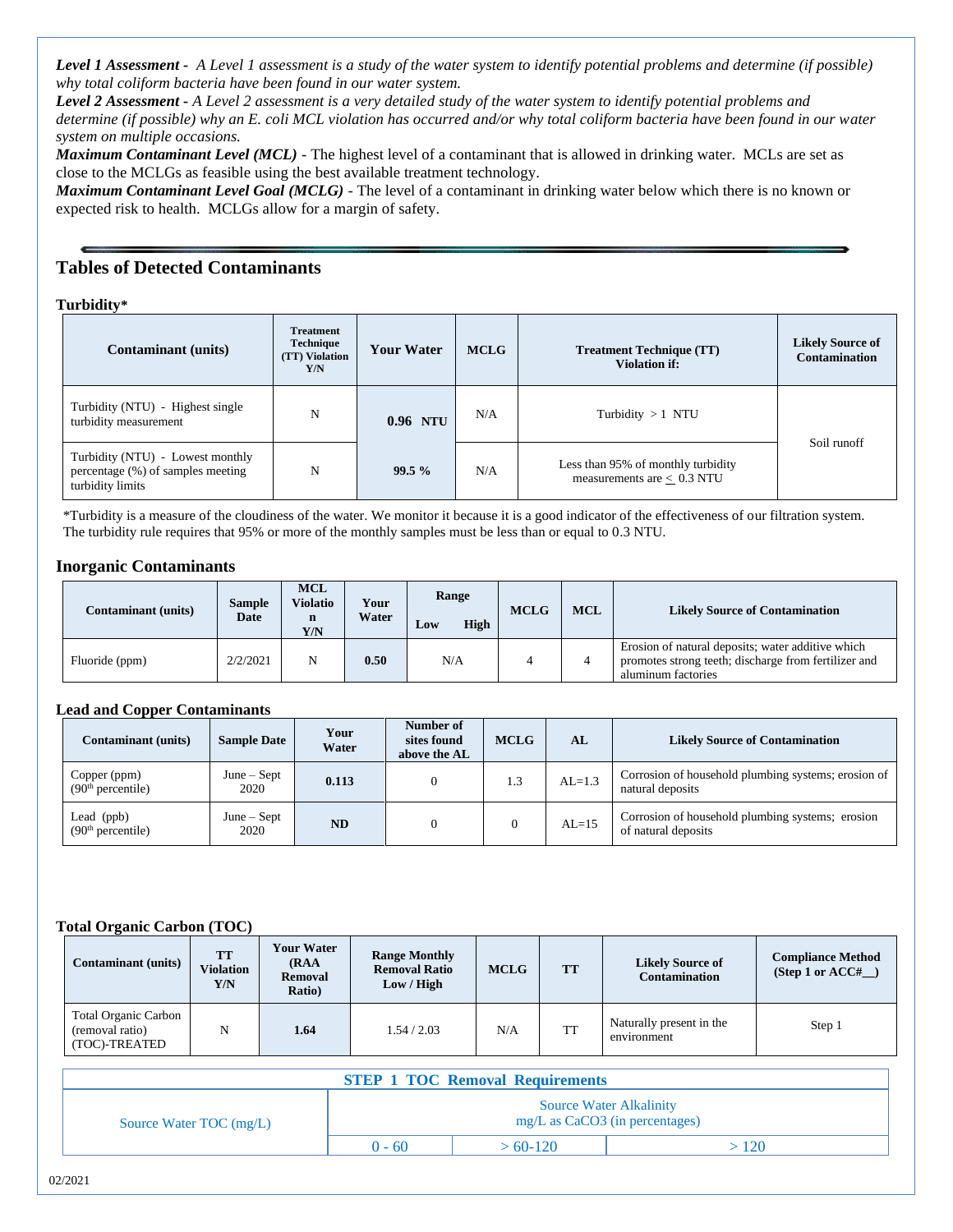***Level 1 Assessment*** *- A Level 1 assessment is a study of the water system to identify potential problems and determine (if possible) why total coliform bacteria have been found in our water system.*
***Level 2 Assessment*** *- A Level 2 assessment is a very detailed study of the water system to identify potential problems and determine (if possible) why an E. coli MCL violation has occurred and/or why total coliform bacteria have been found in our water system on multiple occasions.*
***Maximum Contaminant Level (MCL)*** - The highest level of a contaminant that is allowed in drinking water. MCLs are set as close to the MCLGs as feasible using the best available treatment technology.
***Maximum Contaminant Level Goal (MCLG)*** - The level of a contaminant in drinking water below which there is no known or expected risk to health. MCLGs allow for a margin of safety.

## Tables of Detected Contaminants

### Turbidity*

| Contaminant (units) | Treatment Technique (TT) Violation Y/N | Your Water | MCLG | Treatment Technique (TT) Violation if: | Likely Source of Contamination |
|---|---|---|---|---|---|
| Turbidity (NTU) - Highest single turbidity measurement | N | 0.96 NTU | N/A | Turbidity > 1 NTU | Soil runoff |
| Turbidity (NTU) - Lowest monthly percentage (%) of samples meeting turbidity limits | N | 99.5 % | N/A | Less than 95% of monthly turbidity measurements are ≤ 0.3 NTU | |

*Turbidity is a measure of the cloudiness of the water. We monitor it because it is a good indicator of the effectiveness of our filtration system. The turbidity rule requires that 95% or more of the monthly samples must be less than or equal to 0.3 NTU.

### Inorganic Contaminants

| Contaminant (units) | Sample Date | MCL Violation Y/N | Your Water | Range Low | Range High | MCLG | MCL | Likely Source of Contamination |
|---|---|---|---|---|---|---|---|---|
| Fluoride (ppm) | 2/2/2021 | N | 0.50 | N/A | | 4 | 4 | Erosion of natural deposits; water additive which promotes strong teeth; discharge from fertilizer and aluminum factories |

### Lead and Copper Contaminants

| Contaminant (units) | Sample Date | Your Water | Number of sites found above the AL | MCLG | AL | Likely Source of Contamination |
|---|---|---|---|---|---|---|
| Copper (ppm) (90th percentile) | June – Sept 2020 | 0.113 | 0 | 1.3 | AL=1.3 | Corrosion of household plumbing systems; erosion of natural deposits |
| Lead (ppb) (90th percentile) | June – Sept 2020 | ND | 0 | 0 | AL=15 | Corrosion of household plumbing systems; erosion of natural deposits |

### Total Organic Carbon (TOC)

| Contaminant (units) | TT Violation Y/N | Your Water (RAA Removal Ratio) | Range Monthly Removal Ratio Low / High | MCLG | TT | Likely Source of Contamination | Compliance Method (Step 1 or ACC#__) |
|---|---|---|---|---|---|---|---|
| Total Organic Carbon (removal ratio) (TOC)-TREATED | N | 1.64 | 1.54 / 2.03 | N/A | TT | Naturally present in the environment | Step 1 |

| STEP 1 TOC Removal Requirements | | | |
|---|---|---|---|
| Source Water TOC (mg/L) | Source Water Alkalinity mg/L as CaCO3 (in percentages) | | |
| | 0 - 60 | > 60-120 | > 120 |

02/2021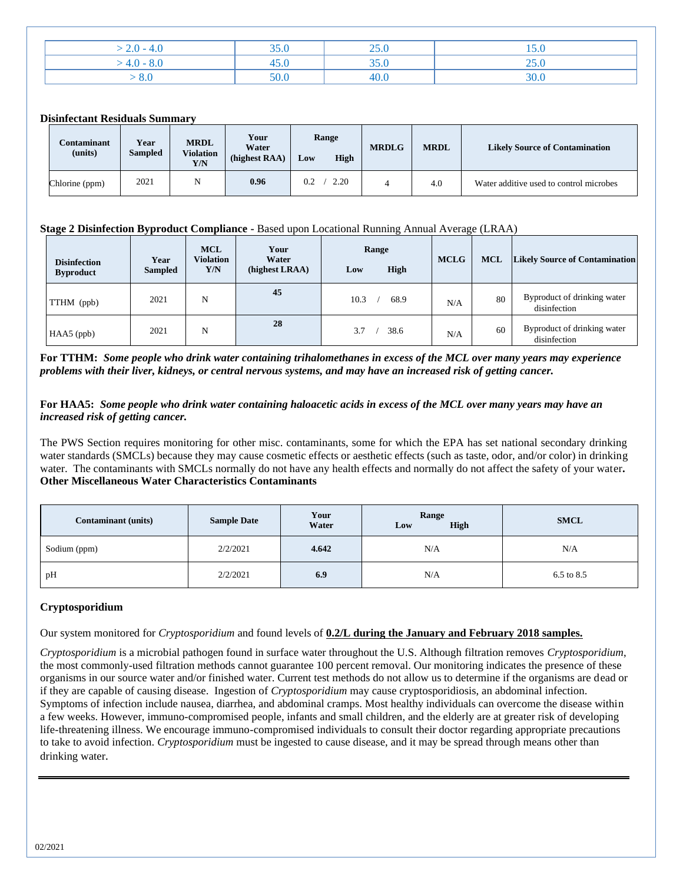| | | | |
|---|---|---|---|
| > 2.0 - 4.0 | 35.0 | 25.0 | 15.0 |
| > 4.0 - 8.0 | 45.0 | 35.0 | 25.0 |
| > 8.0 | 50.0 | 40.0 | 30.0 |

**Disinfectant Residuals Summary**

| Contaminant (units) | Year Sampled | MRDL Violation Y/N | Your Water (highest RAA) | Range Low | High | MRDLG | MRDL | Likely Source of Contamination |
|---|---|---|---|---|---|---|---|---|
| Chlorine (ppm) | 2021 | N | **0.96** | 0.2 | 2.20 | 4 | 4.0 | Water additive used to control microbes |

**Stage 2 Disinfection Byproduct Compliance -** Based upon Locational Running Annual Average (LRAA)

| Disinfection Byproduct | Year Sampled | MCL Violation Y/N | Your Water (highest LRAA) | Range Low | High | MCLG | MCL | Likely Source of Contamination |
|---|---|---|---|---|---|---|---|---|
| TTHM (ppb) | 2021 | N | **45** | 10.3 | 68.9 | N/A | 80 | Byproduct of drinking water disinfection |
| HAA5 (ppb) | 2021 | N | **28** | 3.7 | 38.6 | N/A | 60 | Byproduct of drinking water disinfection |

**For TTHM:** ***Some people who drink water containing trihalomethanes in excess of the MCL over many years may experience problems with their liver, kidneys, or central nervous systems, and may have an increased risk of getting cancer.***

**For HAA5:** ***Some people who drink water containing haloacetic acids in excess of the MCL over many years may have an increased risk of getting cancer.***

The PWS Section requires monitoring for other misc. contaminants, some for which the EPA has set national secondary drinking water standards (SMCLs) because they may cause cosmetic effects or aesthetic effects (such as taste, odor, and/or color) in drinking water. The contaminants with SMCLs normally do not have any health effects and normally do not affect the safety of your water.

**Other Miscellaneous Water Characteristics Contaminants**

| Contaminant (units) | Sample Date | Your Water | Range Low High | SMCL |
|---|---|---|---|---|
| Sodium (ppm) | 2/2/2021 | **4.642** | N/A | N/A |
| pH | 2/2/2021 | **6.9** | N/A | 6.5 to 8.5 |

**Cryptosporidium**

Our system monitored for *Cryptosporidium* and found levels of **0.2/L during the January and February 2018 samples.**

*Cryptosporidium* is a microbial pathogen found in surface water throughout the U.S. Although filtration removes *Cryptosporidium*, the most commonly-used filtration methods cannot guarantee 100 percent removal. Our monitoring indicates the presence of these organisms in our source water and/or finished water. Current test methods do not allow us to determine if the organisms are dead or if they are capable of causing disease. Ingestion of *Cryptosporidium* may cause cryptosporidiosis, an abdominal infection. Symptoms of infection include nausea, diarrhea, and abdominal cramps. Most healthy individuals can overcome the disease within a few weeks. However, immuno-compromised people, infants and small children, and the elderly are at greater risk of developing life-threatening illness. We encourage immuno-compromised individuals to consult their doctor regarding appropriate precautions to take to avoid infection. *Cryptosporidium* must be ingested to cause disease, and it may be spread through means other than drinking water.